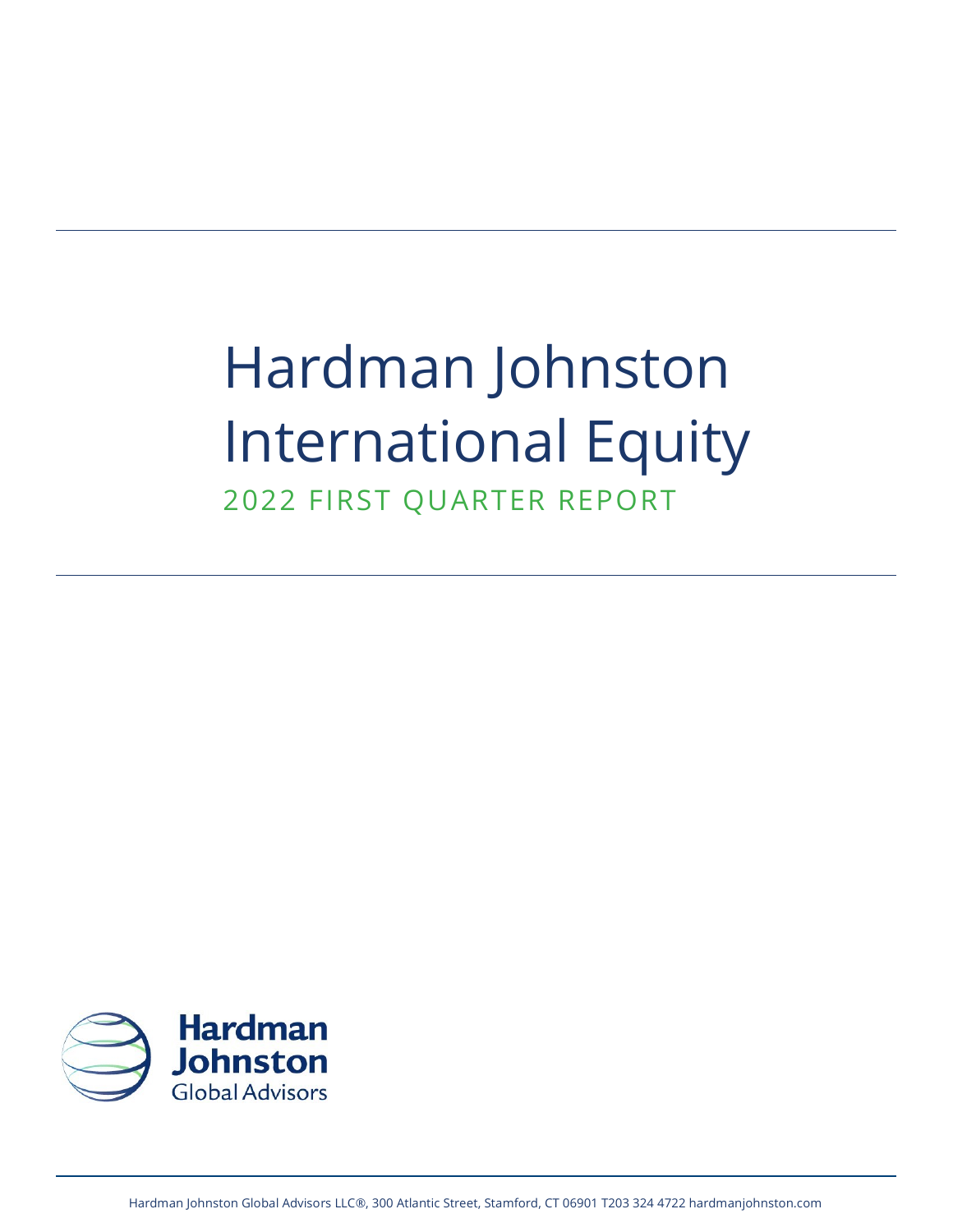# Hardman Johnston International Equity

## 2022 FIRST QUARTER REPORT

Hardman Johnston Global Advisors

Hardman Johnston Global Advisors LLC®, 300 Atlantic Street, Stamford, CT 06901 T203 324 4722 hardmanjohnston.com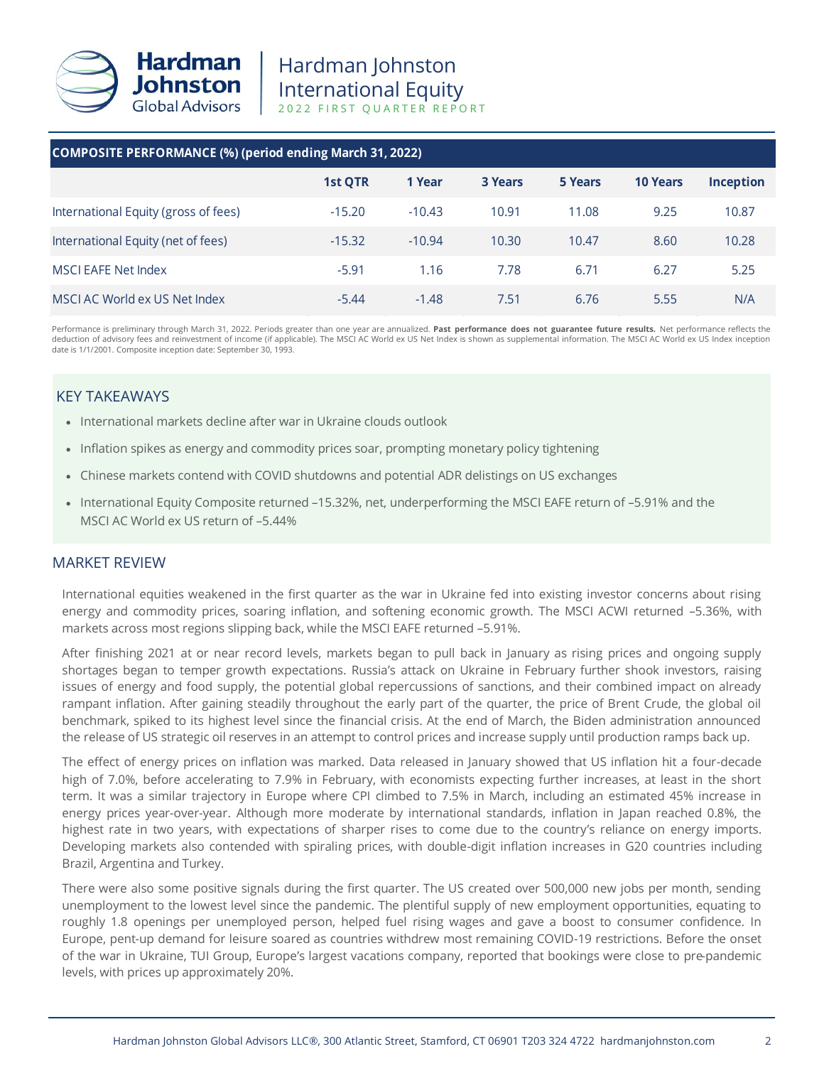# Hardman Johnston International Equity

2022 FIRST QUARTER REPORT

| COMPOSITE PERFORMANCE (%) (period ending March 31, 2022) | 1st QTR | 1 Year | 3 Years | 5 Years | 10 Years | Inception |
|---|---|---|---|---|---|---|
| International Equity (gross of fees) | -15.20 | -10.43 | 10.91 | 11.08 | 9.25 | 10.87 |
| International Equity (net of fees) | -15.32 | -10.94 | 10.30 | 10.47 | 8.60 | 10.28 |
| MSCI EAFE Net Index | -5.91 | 1.16 | 7.78 | 6.71 | 6.27 | 5.25 |
| MSCI AC World ex US Net Index | -5.44 | -1.48 | 7.51 | 6.76 | 5.55 | N/A |

Performance is preliminary through March 31, 2022. Periods greater than one year are annualized. **Past performance does not guarantee future results.** Net performance reflects the deduction of advisory fees and reinvestment of income (if applicable). The MSCI AC World ex US Net Index is shown as supplemental information. The MSCI AC World ex US Index inception date is 1/1/2001. Composite inception date: September 30, 1993.

## KEY TAKEAWAYS

- International markets decline after war in Ukraine clouds outlook
- Inflation spikes as energy and commodity prices soar, prompting monetary policy tightening
- Chinese markets contend with COVID shutdowns and potential ADR delistings on US exchanges
- International Equity Composite returned –15.32%, net, underperforming the MSCI EAFE return of –5.91% and the MSCI AC World ex US return of –5.44%

## MARKET REVIEW

International equities weakened in the first quarter as the war in Ukraine fed into existing investor concerns about rising energy and commodity prices, soaring inflation, and softening economic growth. The MSCI ACWI returned –5.36%, with markets across most regions slipping back, while the MSCI EAFE returned –5.91%.

After finishing 2021 at or near record levels, markets began to pull back in January as rising prices and ongoing supply shortages began to temper growth expectations. Russia's attack on Ukraine in February further shook investors, raising issues of energy and food supply, the potential global repercussions of sanctions, and their combined impact on already rampant inflation. After gaining steadily throughout the early part of the quarter, the price of Brent Crude, the global oil benchmark, spiked to its highest level since the financial crisis. At the end of March, the Biden administration announced the release of US strategic oil reserves in an attempt to control prices and increase supply until production ramps back up.

The effect of energy prices on inflation was marked. Data released in January showed that US inflation hit a four-decade high of 7.0%, before accelerating to 7.9% in February, with economists expecting further increases, at least in the short term. It was a similar trajectory in Europe where CPI climbed to 7.5% in March, including an estimated 45% increase in energy prices year-over-year. Although more moderate by international standards, inflation in Japan reached 0.8%, the highest rate in two years, with expectations of sharper rises to come due to the country's reliance on energy imports. Developing markets also contended with spiraling prices, with double-digit inflation increases in G20 countries including Brazil, Argentina and Turkey.

There were also some positive signals during the first quarter. The US created over 500,000 new jobs per month, sending unemployment to the lowest level since the pandemic. The plentiful supply of new employment opportunities, equating to roughly 1.8 openings per unemployed person, helped fuel rising wages and gave a boost to consumer confidence. In Europe, pent-up demand for leisure soared as countries withdrew most remaining COVID-19 restrictions. Before the onset of the war in Ukraine, TUI Group, Europe's largest vacations company, reported that bookings were close to pre-pandemic levels, with prices up approximately 20%.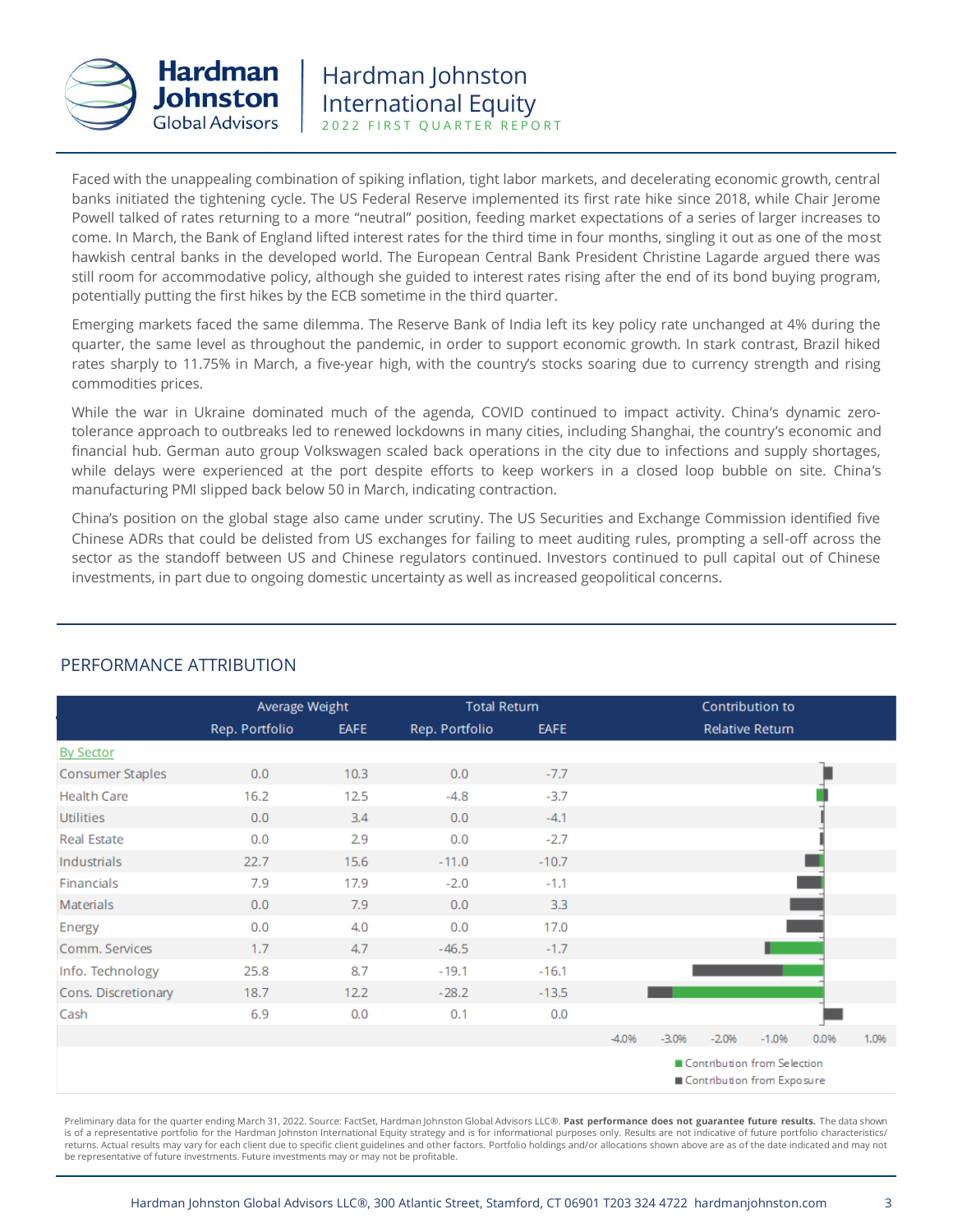Faced with the unappealing combination of spiking inflation, tight labor markets, and decelerating economic growth, central banks initiated the tightening cycle. The US Federal Reserve implemented its first rate hike since 2018, while Chair Jerome Powell talked of rates returning to a more "neutral" position, feeding market expectations of a series of larger increases to come. In March, the Bank of England lifted interest rates for the third time in four months, singling it out as one of the most hawkish central banks in the developed world. The European Central Bank President Christine Lagarde argued there was still room for accommodative policy, although she guided to interest rates rising after the end of its bond buying program, potentially putting the first hikes by the ECB sometime in the third quarter.

Emerging markets faced the same dilemma. The Reserve Bank of India left its key policy rate unchanged at 4% during the quarter, the same level as throughout the pandemic, in order to support economic growth. In stark contrast, Brazil hiked rates sharply to 11.75% in March, a five-year high, with the country's stocks soaring due to currency strength and rising commodities prices.

While the war in Ukraine dominated much of the agenda, COVID continued to impact activity. China's dynamic zero-tolerance approach to outbreaks led to renewed lockdowns in many cities, including Shanghai, the country's economic and financial hub. German auto group Volkswagen scaled back operations in the city due to infections and supply shortages, while delays were experienced at the port despite efforts to keep workers in a closed loop bubble on site. China's manufacturing PMI slipped back below 50 in March, indicating contraction.

China's position on the global stage also came under scrutiny. The US Securities and Exchange Commission identified five Chinese ADRs that could be delisted from US exchanges for failing to meet auditing rules, prompting a sell-off across the sector as the standoff between US and Chinese regulators continued. Investors continued to pull capital out of Chinese investments, in part due to ongoing domestic uncertainty as well as increased geopolitical concerns.

## PERFORMANCE ATTRIBUTION

| | Average Weight | | Total Return | | Contribution to Relative Return |
|---|---|---|---|---|---|
| | Rep. Portfolio | EAFE | Rep. Portfolio | EAFE | |
| By Sector | | | | | |
| Consumer Staples | 0.0 | 10.3 | 0.0 | -7.7 | |
| Health Care | 16.2 | 12.5 | -4.8 | -3.7 | |
| Utilities | 0.0 | 3.4 | 0.0 | -4.1 | |
| Real Estate | 0.0 | 2.9 | 0.0 | -2.7 | |
| Industrials | 22.7 | 15.6 | -11.0 | -10.7 | |
| Financials | 7.9 | 17.9 | -2.0 | -1.1 | |
| Materials | 0.0 | 7.9 | 0.0 | 3.3 | |
| Energy | 0.0 | 4.0 | 0.0 | 17.0 | |
| Comm. Services | 1.7 | 4.7 | -46.5 | -1.7 | |
| Info. Technology | 25.8 | 8.7 | -19.1 | -16.1 | |
| Cons. Discretionary | 18.7 | 12.2 | -28.2 | -13.5 | |
| Cash | 6.9 | 0.0 | 0.1 | 0.0 | |

Contribution from Selection / Contribution from Exposure (axis: -4.0% to 1.0%)

Preliminary data for the quarter ending March 31, 2022. Source: FactSet, Hardman Johnston Global Advisors LLC®. **Past performance does not guarantee future results.** The data shown is of a representative portfolio for the Hardman Johnston International Equity strategy and is for informational purposes only. Results are not indicative of future portfolio characteristics/returns. Actual results may vary for each client due to specific client guidelines and other factors. Portfolio holdings and/or allocations shown above are as of the date indicated and may not be representative of future investments. Future investments may or may not be profitable.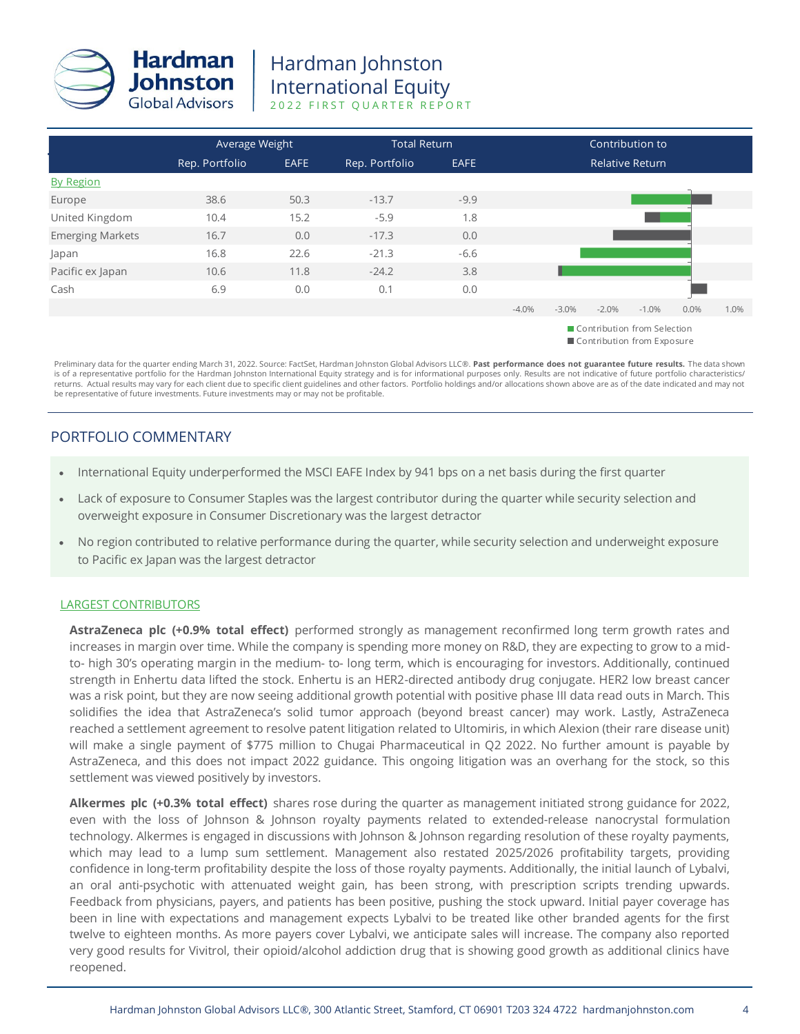| | Average Weight | | Total Return | | Contribution to Relative Return |
|---|---|---|---|---|---|
| | Rep. Portfolio | EAFE | Rep. Portfolio | EAFE | |
| By Region | | | | | |
| Europe | 38.6 | 50.3 | -13.7 | -9.9 | |
| United Kingdom | 10.4 | 15.2 | -5.9 | 1.8 | |
| Emerging Markets | 16.7 | 0.0 | -17.3 | 0.0 | |
| Japan | 16.8 | 22.6 | -21.3 | -6.6 | |
| Pacific ex Japan | 10.6 | 11.8 | -24.2 | 3.8 | |
| Cash | 6.9 | 0.0 | 0.1 | 0.0 | |

■ Contribution from Selection
■ Contribution from Exposure

Preliminary data for the quarter ending March 31, 2022. Source: FactSet, Hardman Johnston Global Advisors LLC®. **Past performance does not guarantee future results.** The data shown is of a representative portfolio for the Hardman Johnston International Equity strategy and is for informational purposes only. Results are not indicative of future portfolio characteristics/returns. Actual results may vary for each client due to specific client guidelines and other factors. Portfolio holdings and/or allocations shown above are as of the date indicated and may not be representative of future investments. Future investments may or may not be profitable.

## PORTFOLIO COMMENTARY

- International Equity underperformed the MSCI EAFE Index by 941 bps on a net basis during the first quarter
- Lack of exposure to Consumer Staples was the largest contributor during the quarter while security selection and overweight exposure in Consumer Discretionary was the largest detractor
- No region contributed to relative performance during the quarter, while security selection and underweight exposure to Pacific ex Japan was the largest detractor

### LARGEST CONTRIBUTORS

**AstraZeneca plc (+0.9% total effect)** performed strongly as management reconfirmed long term growth rates and increases in margin over time. While the company is spending more money on R&D, they are expecting to grow to a mid- to- high 30's operating margin in the medium- to- long term, which is encouraging for investors. Additionally, continued strength in Enhertu data lifted the stock. Enhertu is an HER2-directed antibody drug conjugate. HER2 low breast cancer was a risk point, but they are now seeing additional growth potential with positive phase III data read outs in March. This solidifies the idea that AstraZeneca's solid tumor approach (beyond breast cancer) may work. Lastly, AstraZeneca reached a settlement agreement to resolve patent litigation related to Ultomiris, in which Alexion (their rare disease unit) will make a single payment of $775 million to Chugai Pharmaceutical in Q2 2022. No further amount is payable by AstraZeneca, and this does not impact 2022 guidance. This ongoing litigation was an overhang for the stock, so this settlement was viewed positively by investors.

**Alkermes plc (+0.3% total effect)** shares rose during the quarter as management initiated strong guidance for 2022, even with the loss of Johnson & Johnson royalty payments related to extended-release nanocrystal formulation technology. Alkermes is engaged in discussions with Johnson & Johnson regarding resolution of these royalty payments, which may lead to a lump sum settlement. Management also restated 2025/2026 profitability targets, providing confidence in long-term profitability despite the loss of those royalty payments. Additionally, the initial launch of Lybalvi, an oral anti-psychotic with attenuated weight gain, has been strong, with prescription scripts trending upwards. Feedback from physicians, payers, and patients has been positive, pushing the stock upward. Initial payer coverage has been in line with expectations and management expects Lybalvi to be treated like other branded agents for the first twelve to eighteen months. As more payers cover Lybalvi, we anticipate sales will increase. The company also reported very good results for Vivitrol, their opioid/alcohol addiction drug that is showing good growth as additional clinics have reopened.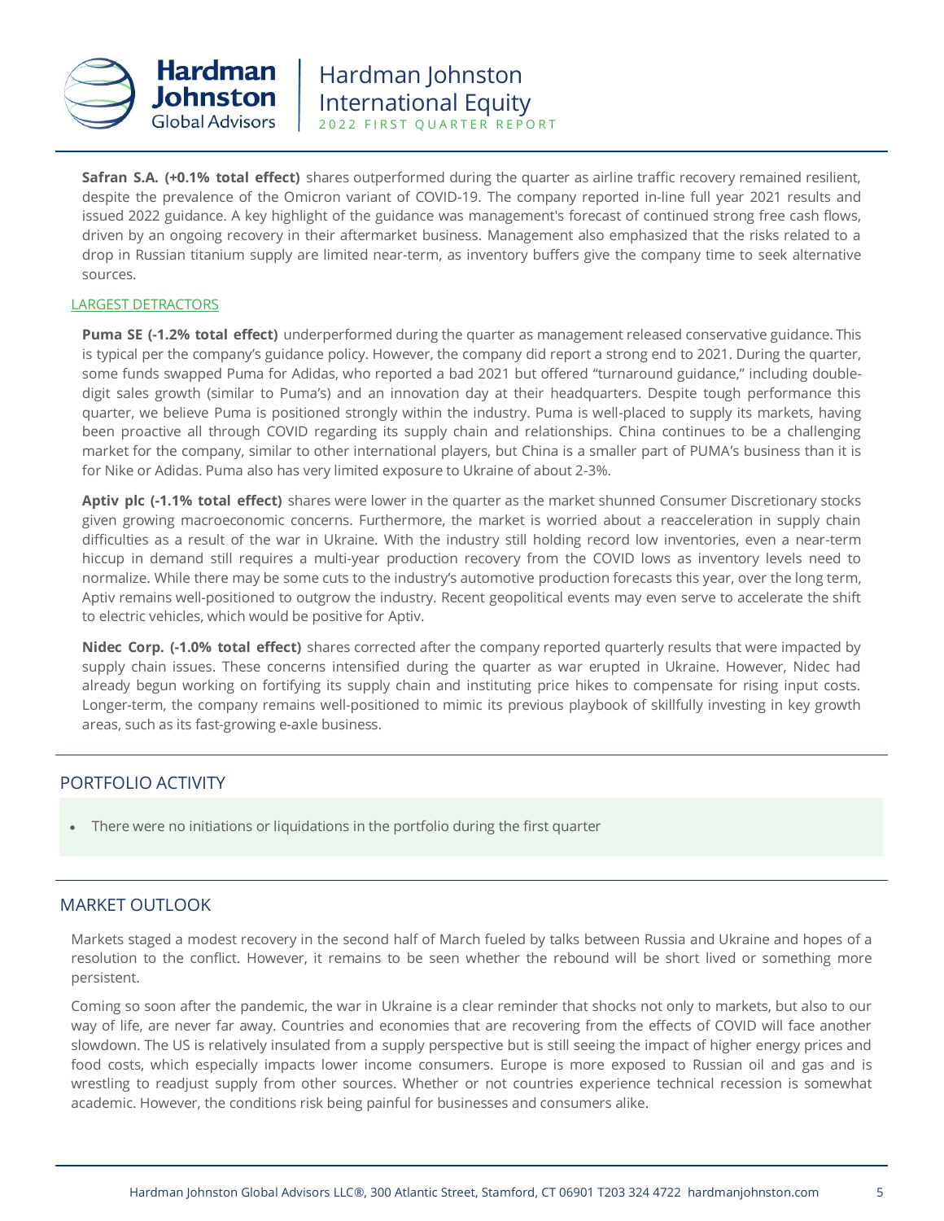**Safran S.A. (+0.1% total effect)** shares outperformed during the quarter as airline traffic recovery remained resilient, despite the prevalence of the Omicron variant of COVID-19. The company reported in-line full year 2021 results and issued 2022 guidance. A key highlight of the guidance was management's forecast of continued strong free cash flows, driven by an ongoing recovery in their aftermarket business. Management also emphasized that the risks related to a drop in Russian titanium supply are limited near-term, as inventory buffers give the company time to seek alternative sources.

### LARGEST DETRACTORS

**Puma SE (-1.2% total effect)** underperformed during the quarter as management released conservative guidance. This is typical per the company's guidance policy. However, the company did report a strong end to 2021. During the quarter, some funds swapped Puma for Adidas, who reported a bad 2021 but offered "turnaround guidance," including double-digit sales growth (similar to Puma's) and an innovation day at their headquarters. Despite tough performance this quarter, we believe Puma is positioned strongly within the industry. Puma is well-placed to supply its markets, having been proactive all through COVID regarding its supply chain and relationships. China continues to be a challenging market for the company, similar to other international players, but China is a smaller part of PUMA's business than it is for Nike or Adidas. Puma also has very limited exposure to Ukraine of about 2-3%.

**Aptiv plc (-1.1% total effect)** shares were lower in the quarter as the market shunned Consumer Discretionary stocks given growing macroeconomic concerns. Furthermore, the market is worried about a reacceleration in supply chain difficulties as a result of the war in Ukraine. With the industry still holding record low inventories, even a near-term hiccup in demand still requires a multi-year production recovery from the COVID lows as inventory levels need to normalize. While there may be some cuts to the industry's automotive production forecasts this year, over the long term, Aptiv remains well-positioned to outgrow the industry. Recent geopolitical events may even serve to accelerate the shift to electric vehicles, which would be positive for Aptiv.

**Nidec Corp. (-1.0% total effect)** shares corrected after the company reported quarterly results that were impacted by supply chain issues. These concerns intensified during the quarter as war erupted in Ukraine. However, Nidec had already begun working on fortifying its supply chain and instituting price hikes to compensate for rising input costs. Longer-term, the company remains well-positioned to mimic its previous playbook of skillfully investing in key growth areas, such as its fast-growing e-axle business.

## PORTFOLIO ACTIVITY

- There were no initiations or liquidations in the portfolio during the first quarter

## MARKET OUTLOOK

Markets staged a modest recovery in the second half of March fueled by talks between Russia and Ukraine and hopes of a resolution to the conflict. However, it remains to be seen whether the rebound will be short lived or something more persistent.

Coming so soon after the pandemic, the war in Ukraine is a clear reminder that shocks not only to markets, but also to our way of life, are never far away. Countries and economies that are recovering from the effects of COVID will face another slowdown. The US is relatively insulated from a supply perspective but is still seeing the impact of higher energy prices and food costs, which especially impacts lower income consumers. Europe is more exposed to Russian oil and gas and is wrestling to readjust supply from other sources. Whether or not countries experience technical recession is somewhat academic. However, the conditions risk being painful for businesses and consumers alike.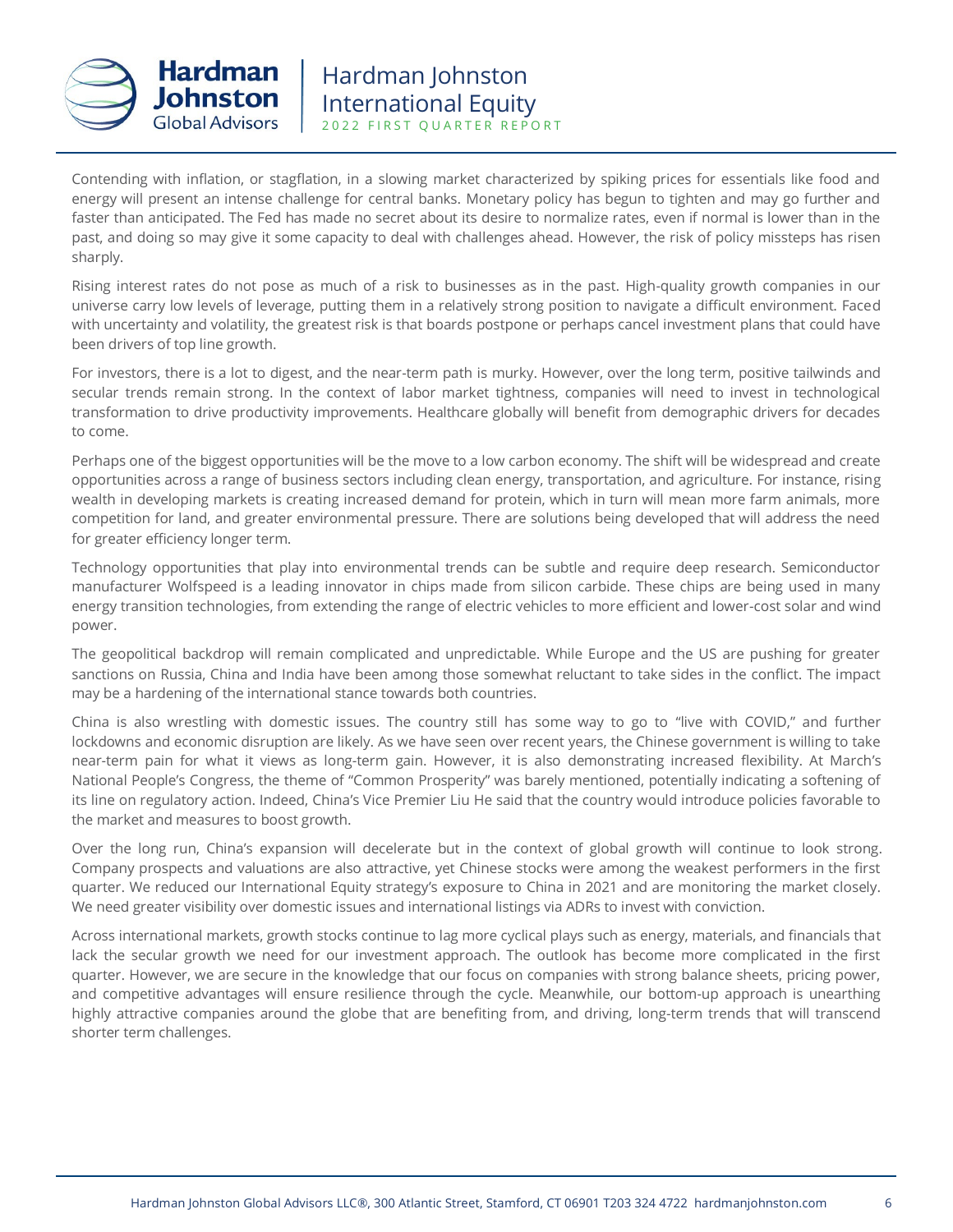Contending with inflation, or stagflation, in a slowing market characterized by spiking prices for essentials like food and energy will present an intense challenge for central banks. Monetary policy has begun to tighten and may go further and faster than anticipated. The Fed has made no secret about its desire to normalize rates, even if normal is lower than in the past, and doing so may give it some capacity to deal with challenges ahead. However, the risk of policy missteps has risen sharply.

Rising interest rates do not pose as much of a risk to businesses as in the past. High-quality growth companies in our universe carry low levels of leverage, putting them in a relatively strong position to navigate a difficult environment. Faced with uncertainty and volatility, the greatest risk is that boards postpone or perhaps cancel investment plans that could have been drivers of top line growth.

For investors, there is a lot to digest, and the near-term path is murky. However, over the long term, positive tailwinds and secular trends remain strong. In the context of labor market tightness, companies will need to invest in technological transformation to drive productivity improvements. Healthcare globally will benefit from demographic drivers for decades to come.

Perhaps one of the biggest opportunities will be the move to a low carbon economy. The shift will be widespread and create opportunities across a range of business sectors including clean energy, transportation, and agriculture. For instance, rising wealth in developing markets is creating increased demand for protein, which in turn will mean more farm animals, more competition for land, and greater environmental pressure. There are solutions being developed that will address the need for greater efficiency longer term.

Technology opportunities that play into environmental trends can be subtle and require deep research. Semiconductor manufacturer Wolfspeed is a leading innovator in chips made from silicon carbide. These chips are being used in many energy transition technologies, from extending the range of electric vehicles to more efficient and lower-cost solar and wind power.

The geopolitical backdrop will remain complicated and unpredictable. While Europe and the US are pushing for greater sanctions on Russia, China and India have been among those somewhat reluctant to take sides in the conflict. The impact may be a hardening of the international stance towards both countries.

China is also wrestling with domestic issues. The country still has some way to go to "live with COVID," and further lockdowns and economic disruption are likely. As we have seen over recent years, the Chinese government is willing to take near-term pain for what it views as long-term gain. However, it is also demonstrating increased flexibility. At March's National People's Congress, the theme of "Common Prosperity" was barely mentioned, potentially indicating a softening of its line on regulatory action. Indeed, China's Vice Premier Liu He said that the country would introduce policies favorable to the market and measures to boost growth.

Over the long run, China's expansion will decelerate but in the context of global growth will continue to look strong. Company prospects and valuations are also attractive, yet Chinese stocks were among the weakest performers in the first quarter. We reduced our International Equity strategy's exposure to China in 2021 and are monitoring the market closely. We need greater visibility over domestic issues and international listings via ADRs to invest with conviction.

Across international markets, growth stocks continue to lag more cyclical plays such as energy, materials, and financials that lack the secular growth we need for our investment approach. The outlook has become more complicated in the first quarter. However, we are secure in the knowledge that our focus on companies with strong balance sheets, pricing power, and competitive advantages will ensure resilience through the cycle. Meanwhile, our bottom-up approach is unearthing highly attractive companies around the globe that are benefiting from, and driving, long-term trends that will transcend shorter term challenges.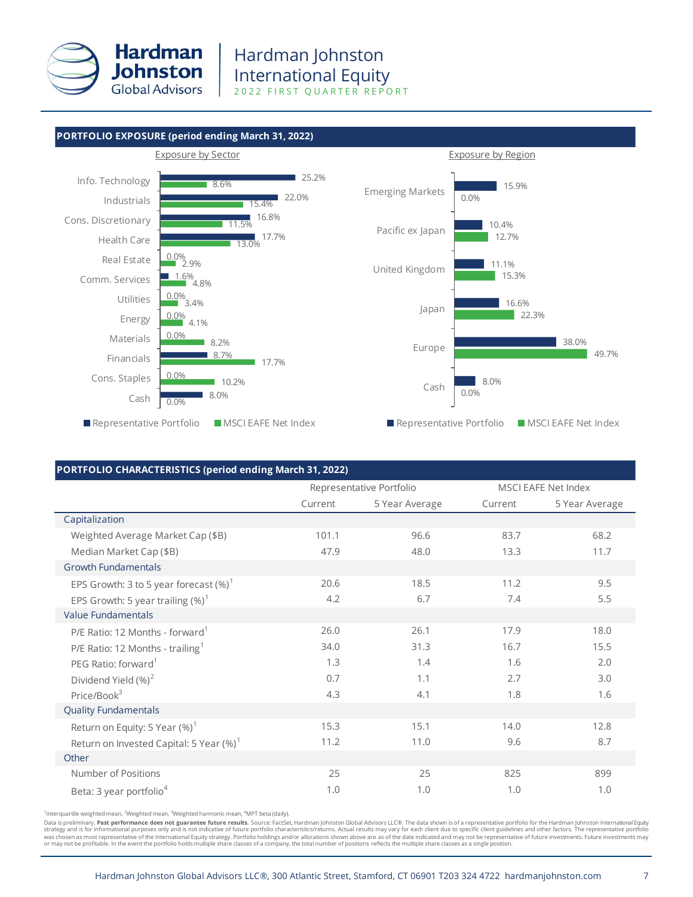## PORTFOLIO EXPOSURE (period ending March 31, 2022)

### Exposure by Sector

| Sector | Representative Portfolio | MSCI EAFE Net Index |
|---|---|---|
| Info. Technology | 25.2% | 8.6% |
| Industrials | 22.0% | 15.4% |
| Cons. Discretionary | 16.8% | 11.5% |
| Health Care | 17.7% | 13.0% |
| Real Estate | 0.0% | 2.9% |
| Comm. Services | 1.6% | 4.8% |
| Utilities | 0.0% | 3.4% |
| Energy | 0.0% | 4.1% |
| Materials | 0.0% | 8.2% |
| Financials | 8.7% | 17.7% |
| Cons. Staples | 0.0% | 10.2% |
| Cash | 8.0% | 0.0% |

### Exposure by Region

| Region | Representative Portfolio | MSCI EAFE Net Index |
|---|---|---|
| Emerging Markets | 15.9% | 0.0% |
| Pacific ex Japan | 10.4% | 12.7% |
| United Kingdom | 11.1% | 15.3% |
| Japan | 16.6% | 22.3% |
| Europe | 38.0% | 49.7% |
| Cash | 8.0% | 0.0% |

## PORTFOLIO CHARACTERISTICS (period ending March 31, 2022)

| | Representative Portfolio | | MSCI EAFE Net Index | |
|---|---|---|---|---|
| | Current | 5 Year Average | Current | 5 Year Average |
| **Capitalization** | | | | |
| Weighted Average Market Cap ($B) | 101.1 | 96.6 | 83.7 | 68.2 |
| Median Market Cap ($B) | 47.9 | 48.0 | 13.3 | 11.7 |
| **Growth Fundamentals** | | | | |
| EPS Growth: 3 to 5 year forecast (%)[1] | 20.6 | 18.5 | 11.2 | 9.5 |
| EPS Growth: 5 year trailing (%)[1] | 4.2 | 6.7 | 7.4 | 5.5 |
| **Value Fundamentals** | | | | |
| P/E Ratio: 12 Months - forward[1] | 26.0 | 26.1 | 17.9 | 18.0 |
| P/E Ratio: 12 Months - trailing[1] | 34.0 | 31.3 | 16.7 | 15.5 |
| PEG Ratio: forward[1] | 1.3 | 1.4 | 1.6 | 2.0 |
| Dividend Yield (%)[2] | 0.7 | 1.1 | 2.7 | 3.0 |
| Price/Book[3] | 4.3 | 4.1 | 1.8 | 1.6 |
| **Quality Fundamentals** | | | | |
| Return on Equity: 5 Year (%)[1] | 15.3 | 15.1 | 14.0 | 12.8 |
| Return on Invested Capital: 5 Year (%)[1] | 11.2 | 11.0 | 9.6 | 8.7 |
| **Other** | | | | |
| Number of Positions | 25 | 25 | 825 | 899 |
| Beta: 3 year portfolio[4] | 1.0 | 1.0 | 1.0 | 1.0 |

[1]Interquartile weighted mean, [2]Weighted mean, [3]Weighted harmonic mean, [4]MPT beta (daily).

Data is preliminary. **Past performance does not guarantee future results.** Source: FactSet, Hardman Johnston Global Advisors LLC®. The data shown is of a representative portfolio for the Hardman Johnston International Equity strategy and is for informational purposes only and is not indicative of future portfolio characteristics/returns. Actual results may vary for each client due to specific client guidelines and other factors. The representative portfolio was chosen as most representative of the International Equity strategy. Portfolio holdings and/or allocations shown above are as of the date indicated and may not be representative of future investments. Future investments may or may not be profitable. In the event the portfolio holds multiple share classes of a company, the total number of positions reflects the multiple share classes as a single position.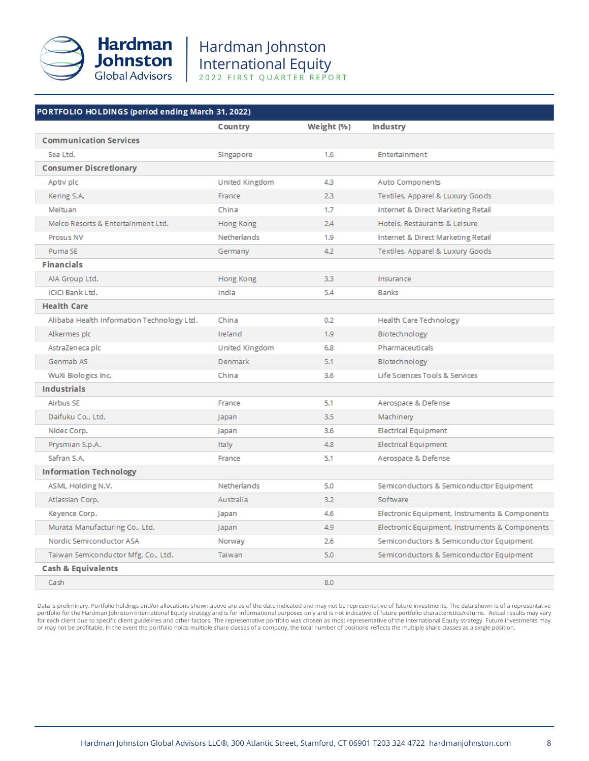Hardman Johnston Global Advisors

# Hardman Johnston International Equity

2022 FIRST QUARTER REPORT

## PORTFOLIO HOLDINGS (period ending March 31, 2022)

| | Country | Weight (%) | Industry |
|---|---|---|---|
| **Communication Services** | | | |
| Sea Ltd. | Singapore | 1.6 | Entertainment |
| **Consumer Discretionary** | | | |
| Aptiv plc | United Kingdom | 4.3 | Auto Components |
| Kering S.A. | France | 2.3 | Textiles, Apparel & Luxury Goods |
| Meituan | China | 1.7 | Internet & Direct Marketing Retail |
| Melco Resorts & Entertainment Ltd. | Hong Kong | 2.4 | Hotels, Restaurants & Leisure |
| Prosus NV | Netherlands | 1.9 | Internet & Direct Marketing Retail |
| Puma SE | Germany | 4.2 | Textiles, Apparel & Luxury Goods |
| **Financials** | | | |
| AIA Group Ltd. | Hong Kong | 3.3 | Insurance |
| ICICI Bank Ltd. | India | 5.4 | Banks |
| **Health Care** | | | |
| Alibaba Health Information Technology Ltd. | China | 0.2 | Health Care Technology |
| Alkermes plc | Ireland | 1.9 | Biotechnology |
| AstraZeneca plc | United Kingdom | 6.8 | Pharmaceuticals |
| Genmab AS | Denmark | 5.1 | Biotechnology |
| WuXi Biologics Inc. | China | 3.6 | Life Sciences Tools & Services |
| **Industrials** | | | |
| Airbus SE | France | 5.1 | Aerospace & Defense |
| Daifuku Co., Ltd. | Japan | 3.5 | Machinery |
| Nidec Corp. | Japan | 3.6 | Electrical Equipment |
| Prysmian S.p.A. | Italy | 4.8 | Electrical Equipment |
| Safran S.A. | France | 5.1 | Aerospace & Defense |
| **Information Technology** | | | |
| ASML Holding N.V. | Netherlands | 5.0 | Semiconductors & Semiconductor Equipment |
| Atlassian Corp. | Australia | 3.2 | Software |
| Keyence Corp. | Japan | 4.6 | Electronic Equipment, Instruments & Components |
| Murata Manufacturing Co., Ltd. | Japan | 4.9 | Electronic Equipment, Instruments & Components |
| Nordic Semiconductor ASA | Norway | 2.6 | Semiconductors & Semiconductor Equipment |
| Taiwan Semiconductor Mfg. Co., Ltd. | Taiwan | 5.0 | Semiconductors & Semiconductor Equipment |
| **Cash & Equivalents** | | | |
| Cash | | 8.0 | |

Data is preliminary. Portfolio holdings and/or allocations shown above are as of the date indicated and may not be representative of future investments. The data shown is of a representative portfolio for the Hardman Johnston International Equity strategy and is for informational purposes only and is not indicative of future portfolio characteristics/returns. Actual results may vary for each client due to specific client guidelines and other factors. The representative portfolio was chosen as most representative of the International Equity strategy. Future investments may or may not be profitable. In the event the portfolio holds multiple share classes of a company, the total number of positions reflects the multiple share classes as a single position.

Hardman Johnston Global Advisors LLC®, 300 Atlantic Street, Stamford, CT 06901 T203 324 4722 hardmanjohnston.com